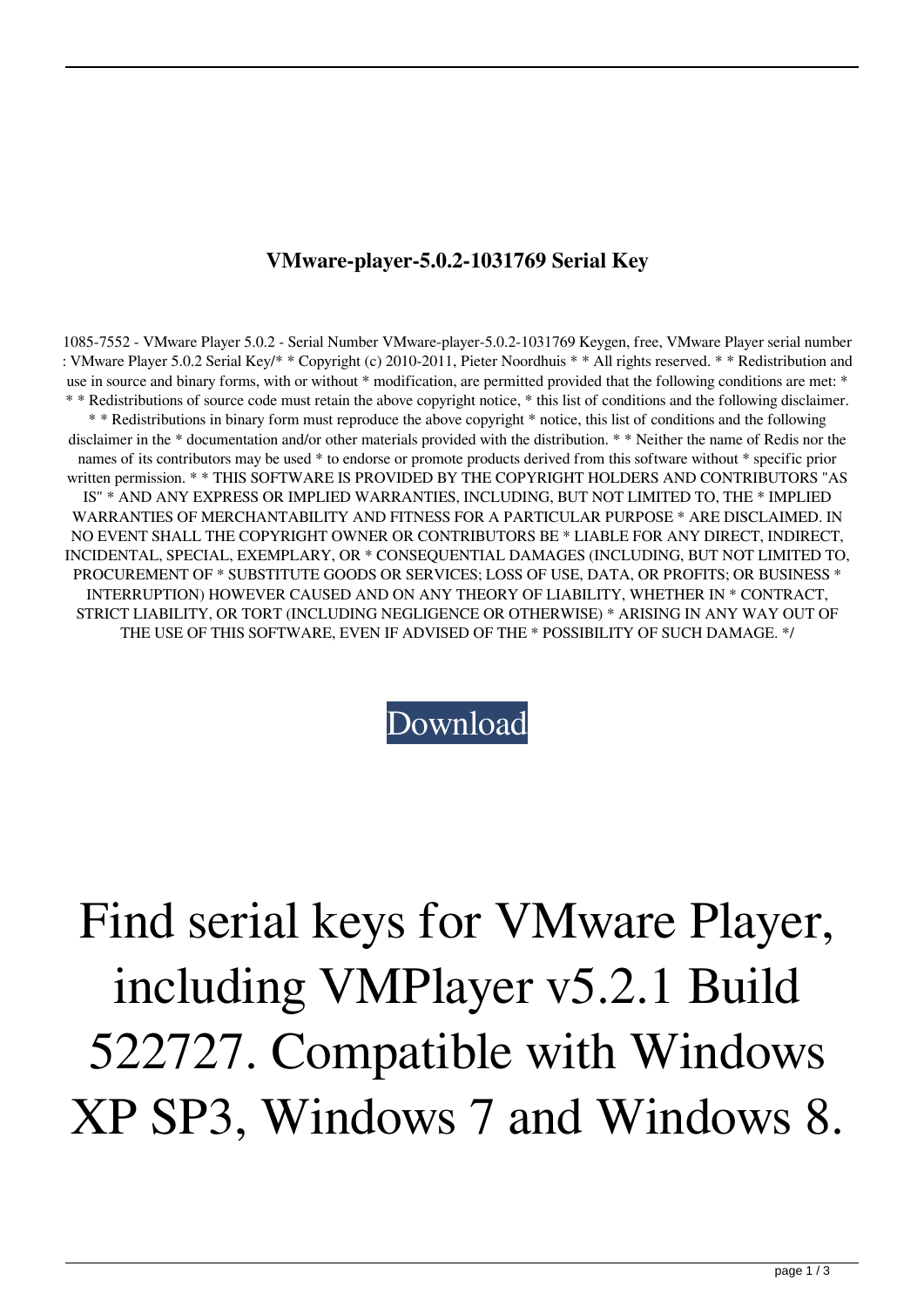# VMware-player-5.0.2-1031769 Serial Key

1085-7552 - VMware Player 5.0.2 - Serial Number VMware-player-5.0.2-1031769 Keygen, free, VMware Player serial number : VMware Player 5.0.2 Serial Key/* * Copyright (c) 2010-2011, Pieter Noordhuis * * All rights reserved. * * Redistribution and use in source and binary forms, with or without * modification, are permitted provided that the following conditions are met: * * * Redistributions of source code must retain the above copyright notice, * this list of conditions and the following disclaimer. * * Redistributions in binary form must reproduce the above copyright * notice, this list of conditions and the following disclaimer in the * documentation and/or other materials provided with the distribution. * * Neither the name of Redis nor the names of its contributors may be used * to endorse or promote products derived from this software without * specific prior written permission. * * THIS SOFTWARE IS PROVIDED BY THE COPYRIGHT HOLDERS AND CONTRIBUTORS "AS IS" * AND ANY EXPRESS OR IMPLIED WARRANTIES, INCLUDING, BUT NOT LIMITED TO, THE * IMPLIED WARRANTIES OF MERCHANTABILITY AND FITNESS FOR A PARTICULAR PURPOSE * ARE DISCLAIMED. IN NO EVENT SHALL THE COPYRIGHT OWNER OR CONTRIBUTORS BE * LIABLE FOR ANY DIRECT, INDIRECT, INCIDENTAL, SPECIAL, EXEMPLARY, OR * CONSEQUENTIAL DAMAGES (INCLUDING, BUT NOT LIMITED TO, PROCUREMENT OF * SUBSTITUTE GOODS OR SERVICES; LOSS OF USE, DATA, OR PROFITS; OR BUSINESS * INTERRUPTION) HOWEVER CAUSED AND ON ANY THEORY OF LIABILITY, WHETHER IN * CONTRACT, STRICT LIABILITY, OR TORT (INCLUDING NEGLIGENCE OR OTHERWISE) * ARISING IN ANY WAY OUT OF THE USE OF THIS SOFTWARE, EVEN IF ADVISED OF THE * POSSIBILITY OF SUCH DAMAGE. */

Download

# Find serial keys for VMware Player, including VMPlayer v5.2.1 Build 522727. Compatible with Windows XP SP3, Windows 7 and Windows 8.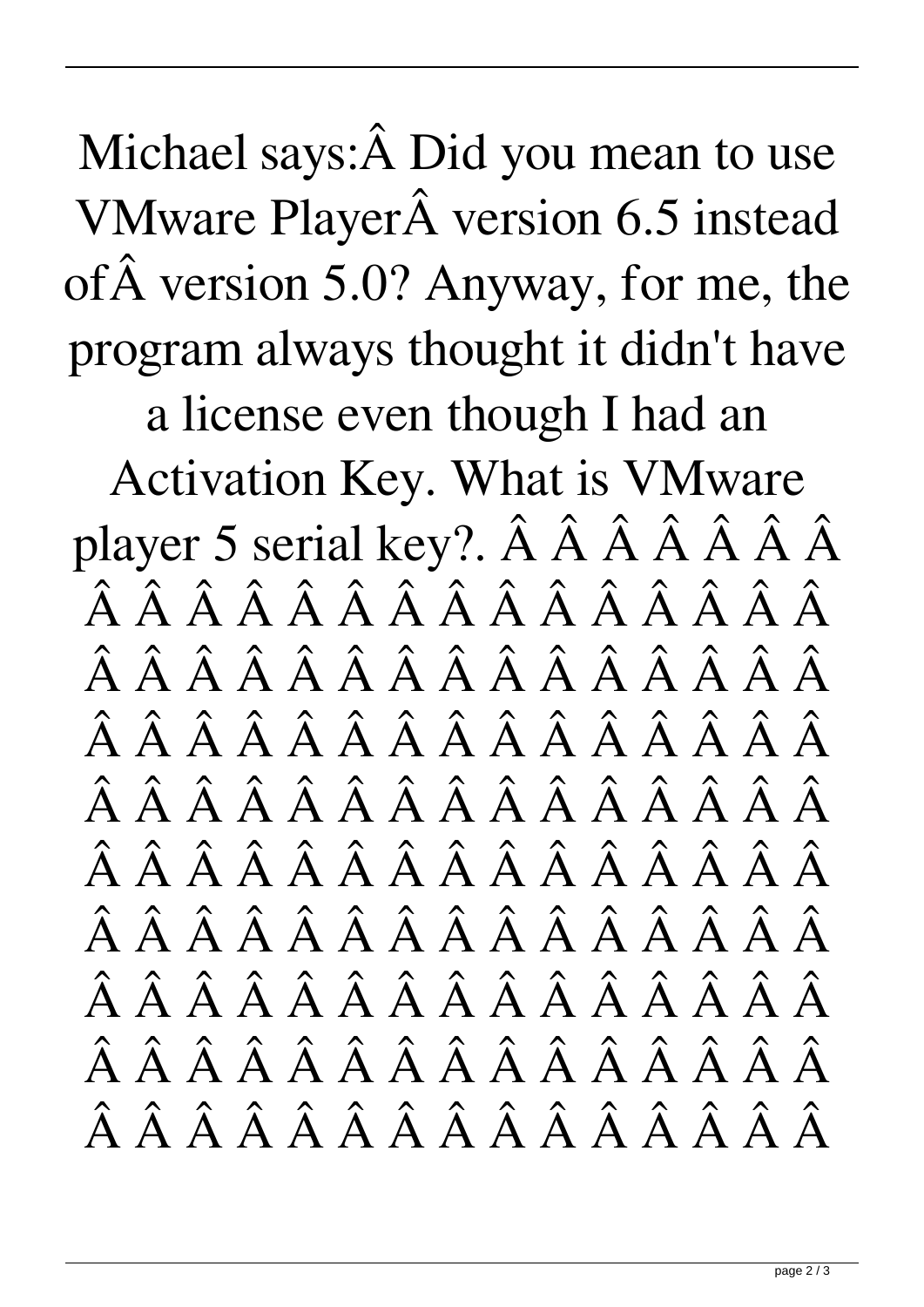Michael says:Â Did you mean to use VMware PlayerÂ version 6.5 instead ofÂ version 5.0? Anyway, for me, the program always thought it didn't have a license even though I had an Activation Key. What is VMware player 5 serial key?. Â Â Â Â Â Â Â Â Â Â Â Â Â Â Â Â Â Â Â Â Â Â Â Â Â Â Â Â Â Â Â Â Â Â Â Â Â Â Â Â Â Â Â Â Â Â Â Â Â Â Â Â Â Â Â Â Â Â Â Â Â Â Â Â Â Â Â Â Â Â Â Â Â Â Â Â Â Â Â Â Â Â Â Â Â Â Â Â Â Â Â Â Â Â Â Â Â Â Â Â Â Â Â Â Â Â Â Â Â Â Â Â Â Â Â Â Â Â Â Â Â Â Â Â Â Â Â Â Â Â Â Â Â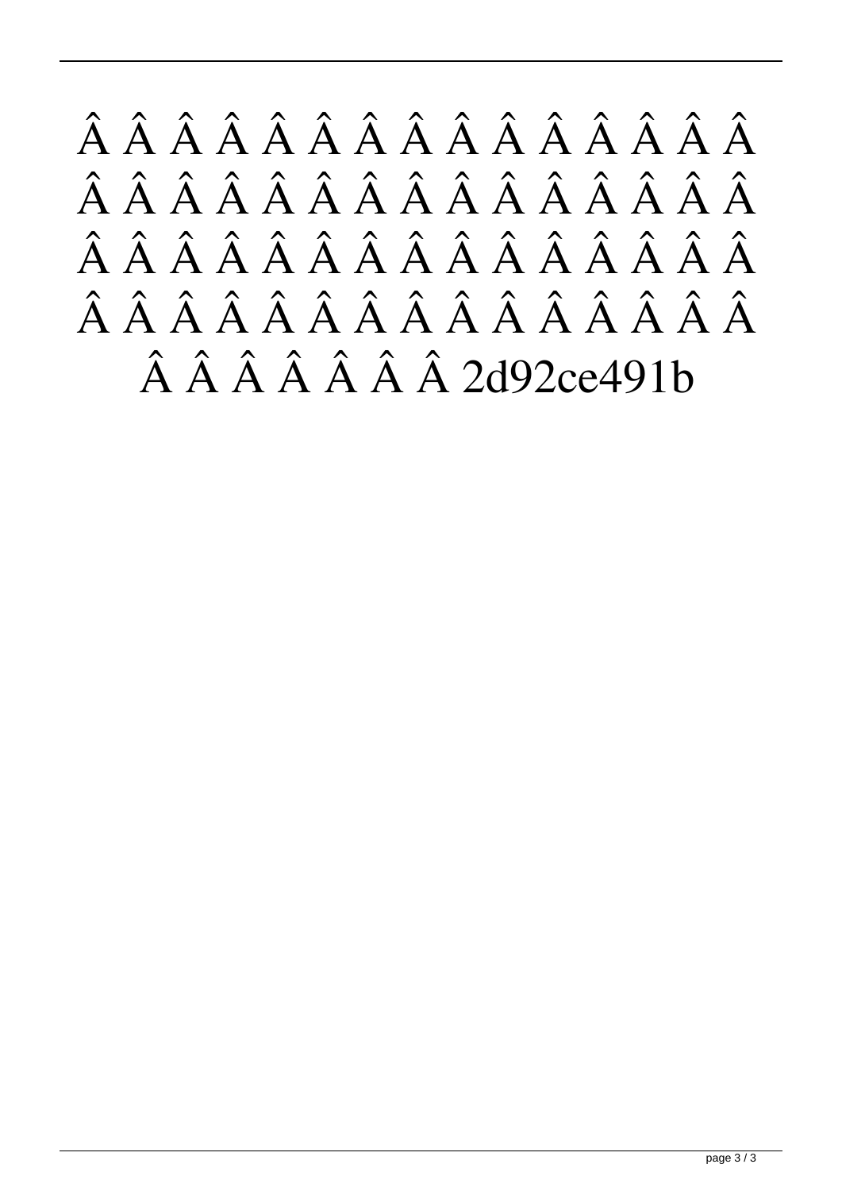Â Â Â Â Â Â Â Â Â Â Â Â Â Â Â
Â Â Â Â Â Â Â Â Â Â Â Â Â Â Â
Â Â Â Â Â Â Â Â Â Â Â Â Â Â Â
Â Â Â Â Â Â Â Â Â Â Â Â Â Â Â
Â Â Â Â Â Â Â 2d92ce491b